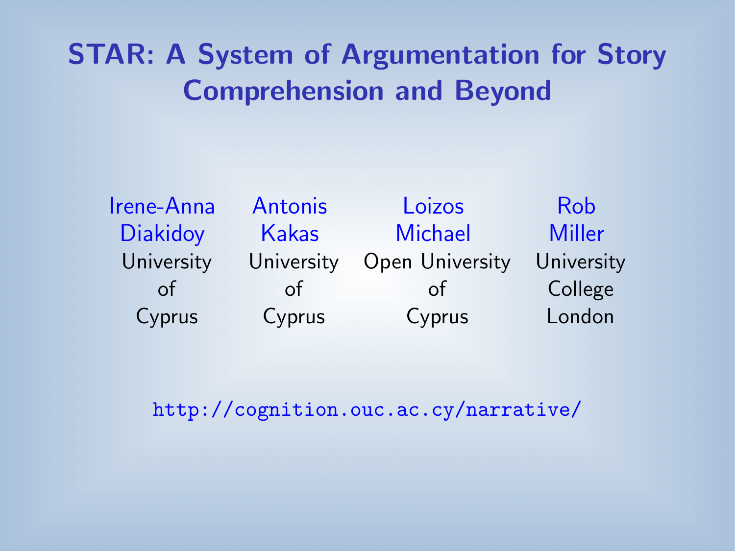# STAR: A System of Argumentation for Story Comprehension and Beyond

Irene-Anna Diakidoy
University of Cyprus

Antonis Kakas
University of Cyprus

Loizos Michael
Open University of Cyprus

Rob Miller
University College London

http://cognition.ouc.ac.cy/narrative/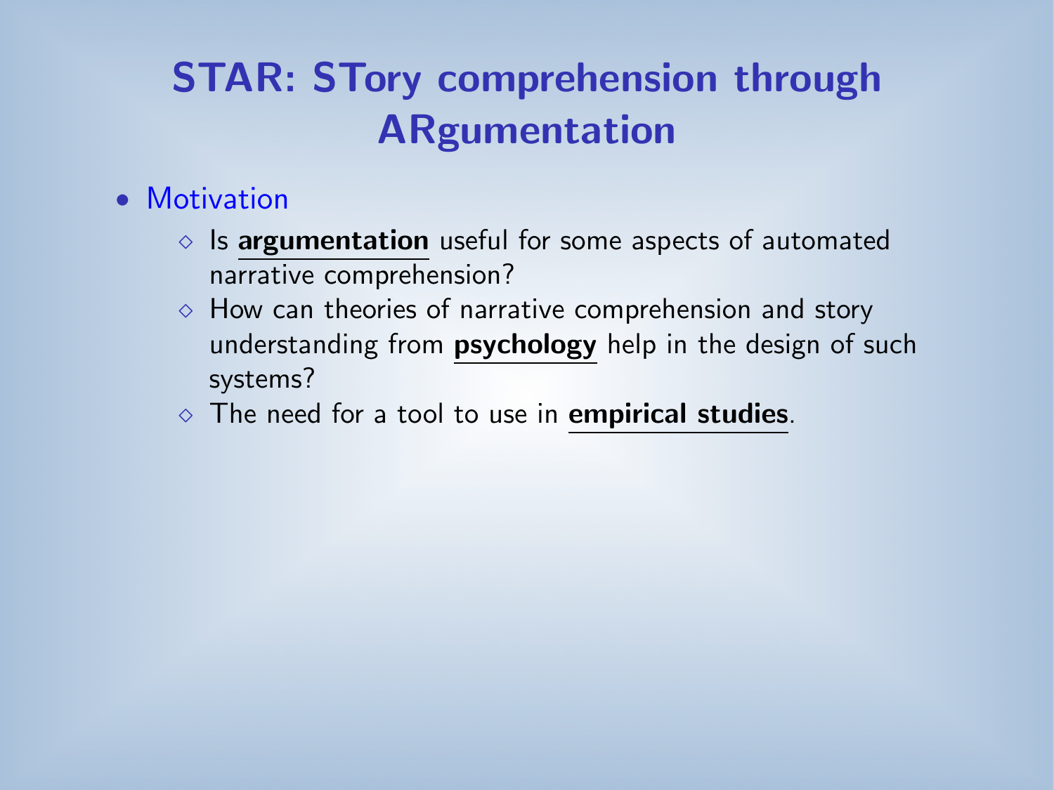# STAR: STory comprehension through ARgumentation

- Motivation
  - Is **argumentation** useful for some aspects of automated narrative comprehension?
  - How can theories of narrative comprehension and story understanding from **psychology** help in the design of such systems?
  - The need for a tool to use in **empirical studies**.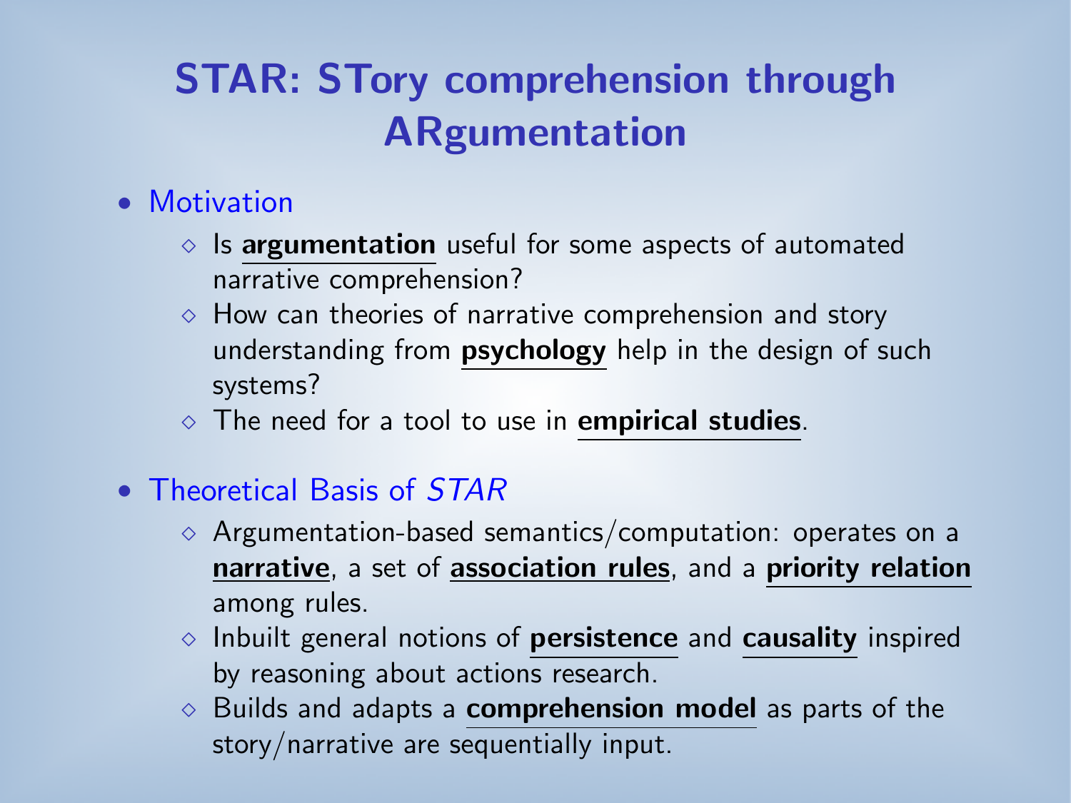# STAR: STory comprehension through ARgumentation

- Motivation
  - Is **argumentation** useful for some aspects of automated narrative comprehension?
  - How can theories of narrative comprehension and story understanding from **psychology** help in the design of such systems?
  - The need for a tool to use in **empirical studies**.

- Theoretical Basis of *STAR*
  - Argumentation-based semantics/computation: operates on a **narrative**, a set of **association rules**, and a **priority relation** among rules.
  - Inbuilt general notions of **persistence** and **causality** inspired by reasoning about actions research.
  - Builds and adapts a **comprehension model** as parts of the story/narrative are sequentially input.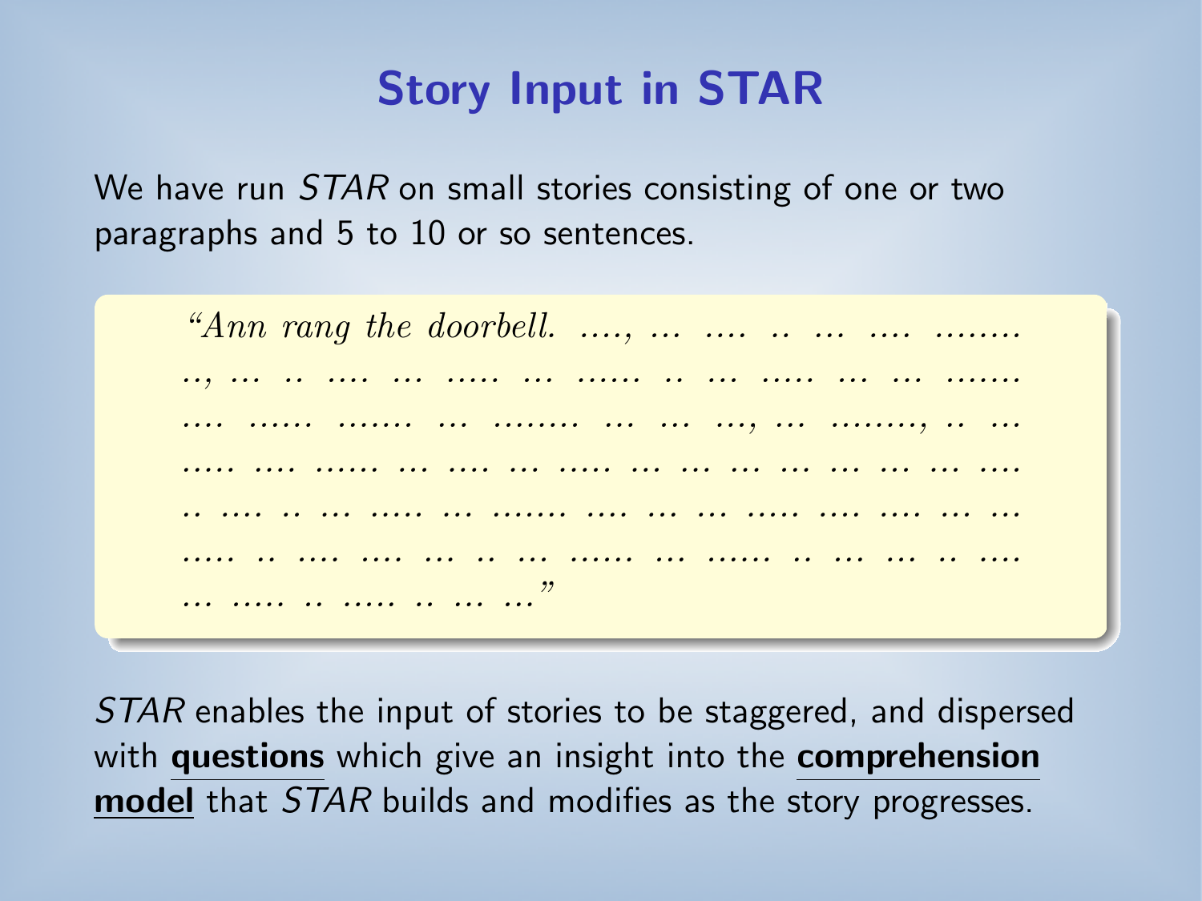# Story Input in STAR

We have run *STAR* on small stories consisting of one or two paragraphs and 5 to 10 or so sentences.

> *"Ann rang the doorbell. ...., ... .... .. ... .... ........ .., ... .. .... ... ..... ... ...... .. ... ..... ... ... ....... .... ...... ....... ... ........ ... ... ..., ... ........, .. ... ..... .... ...... ... .... ... ..... ... ... ... ... ... ... ... .... .. .... .. ... ..... ... ....... .... ... ... ..... .... .... ... ... ..... .. .... .... ... .. ... ...... ... ...... .. ... ... .. .... ... ..... .. ..... .. ... ..."*

*STAR* enables the input of stories to be staggered, and dispersed with **questions** which give an insight into the **comprehension model** that *STAR* builds and modifies as the story progresses.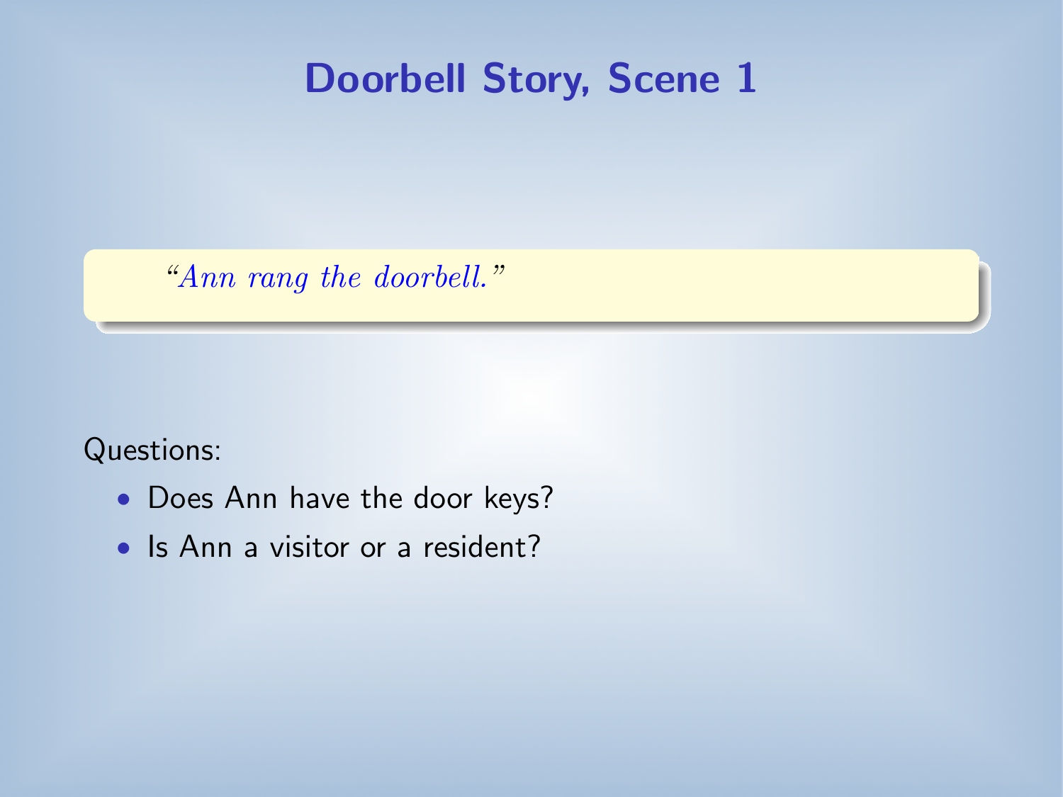# Doorbell Story, Scene 1

> *"Ann rang the doorbell."*

Questions:

- Does Ann have the door keys?
- Is Ann a visitor or a resident?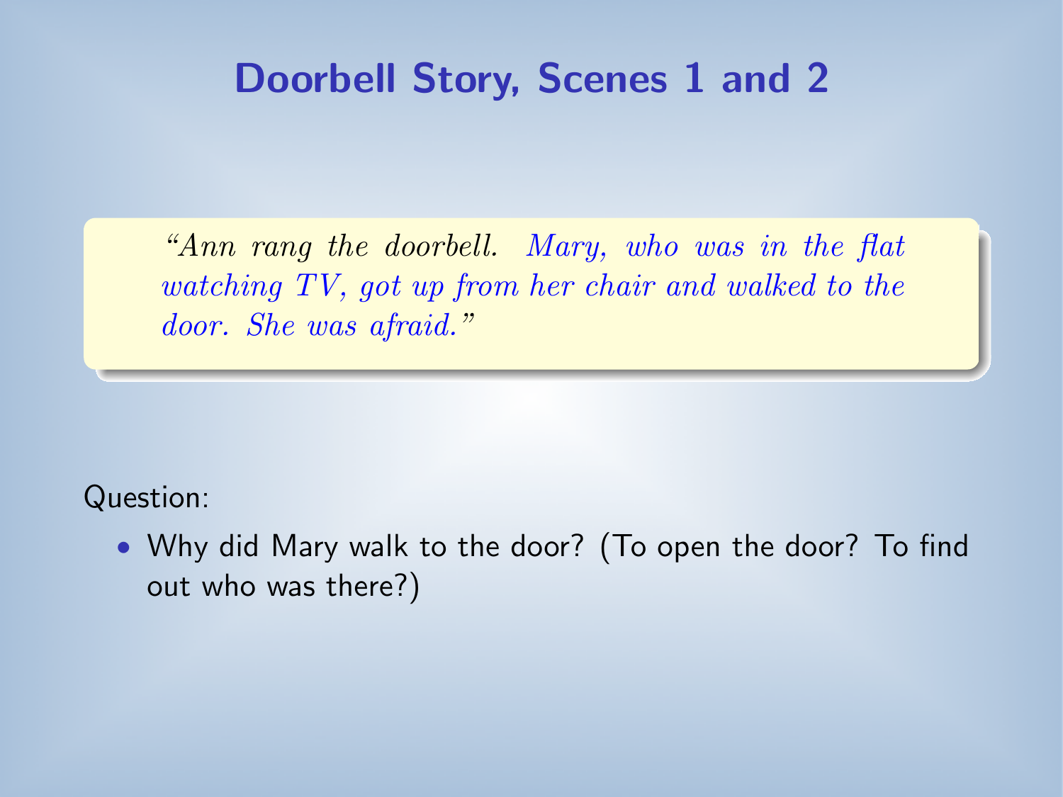# Doorbell Story, Scenes 1 and 2

> *"Ann rang the doorbell. Mary, who was in the flat watching TV, got up from her chair and walked to the door. She was afraid."*

Question:

- Why did Mary walk to the door? (To open the door? To find out who was there?)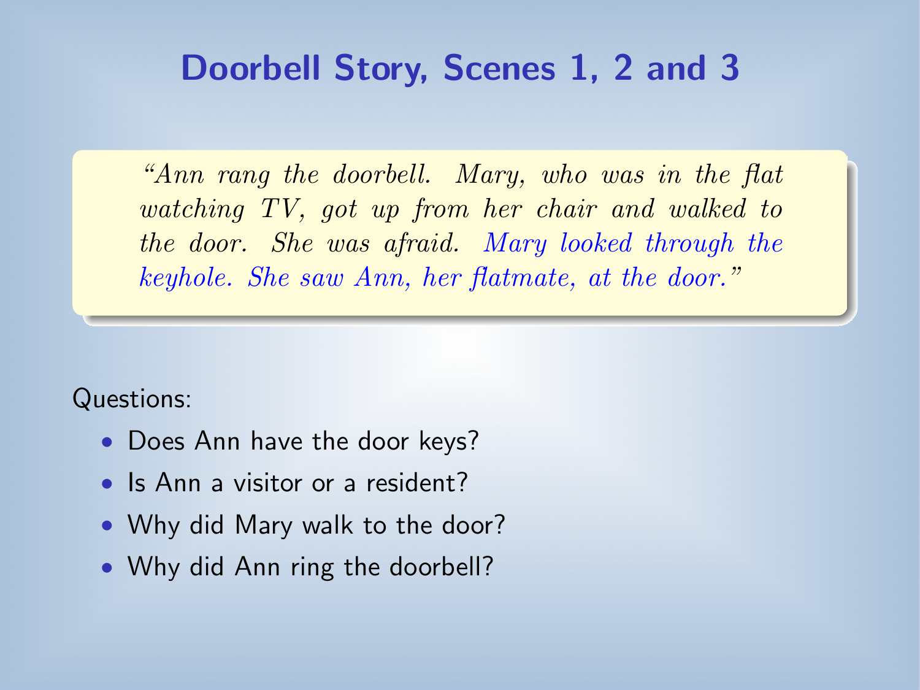# Doorbell Story, Scenes 1, 2 and 3

> *"Ann rang the doorbell. Mary, who was in the flat watching TV, got up from her chair and walked to the door. She was afraid. Mary looked through the keyhole. She saw Ann, her flatmate, at the door."*

Questions:

- Does Ann have the door keys?
- Is Ann a visitor or a resident?
- Why did Mary walk to the door?
- Why did Ann ring the doorbell?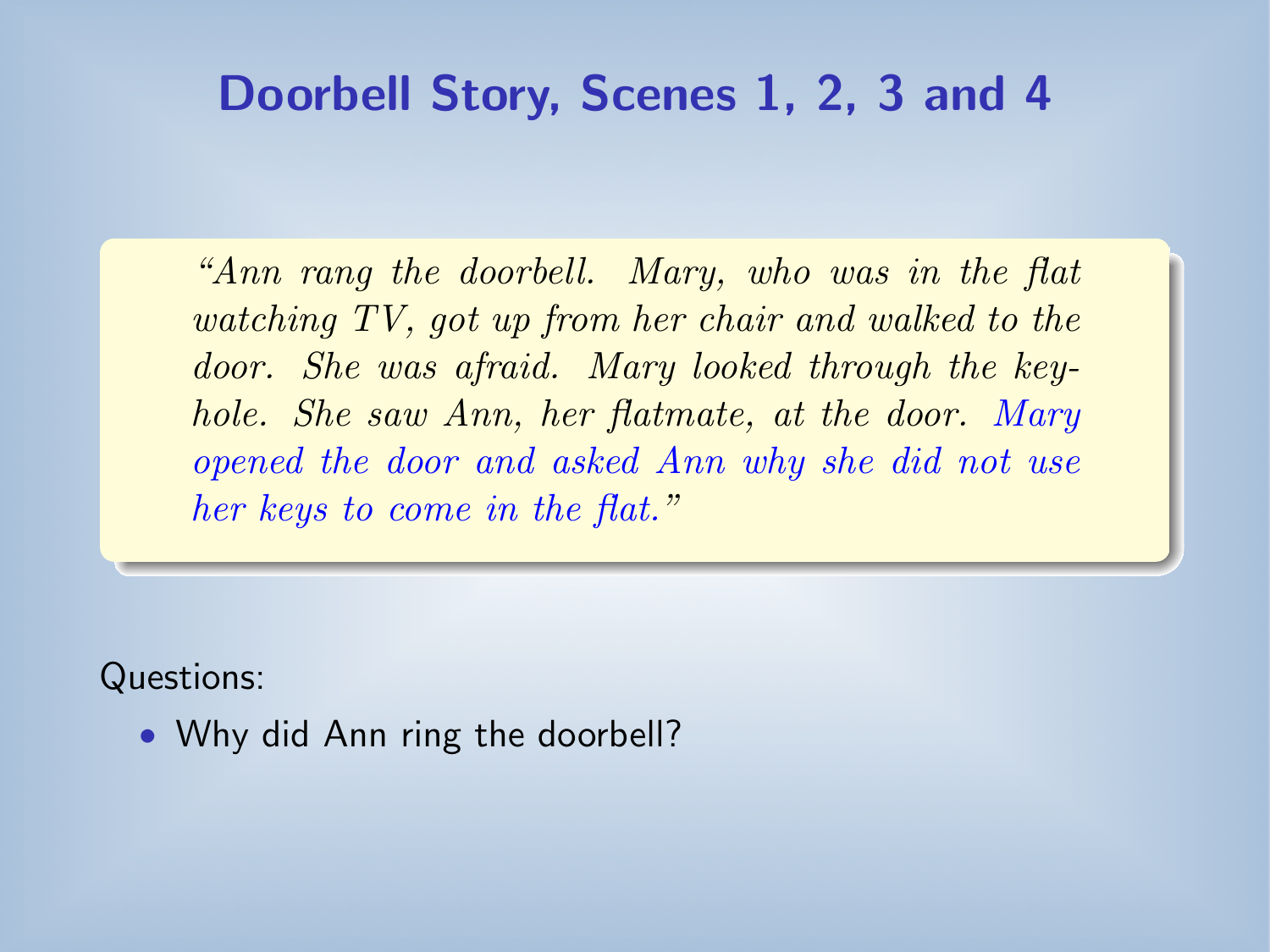# Doorbell Story, Scenes 1, 2, 3 and 4

> *"Ann rang the doorbell. Mary, who was in the flat watching TV, got up from her chair and walked to the door. She was afraid. Mary looked through the keyhole. She saw Ann, her flatmate, at the door. Mary opened the door and asked Ann why she did not use her keys to come in the flat."*

Questions:

- Why did Ann ring the doorbell?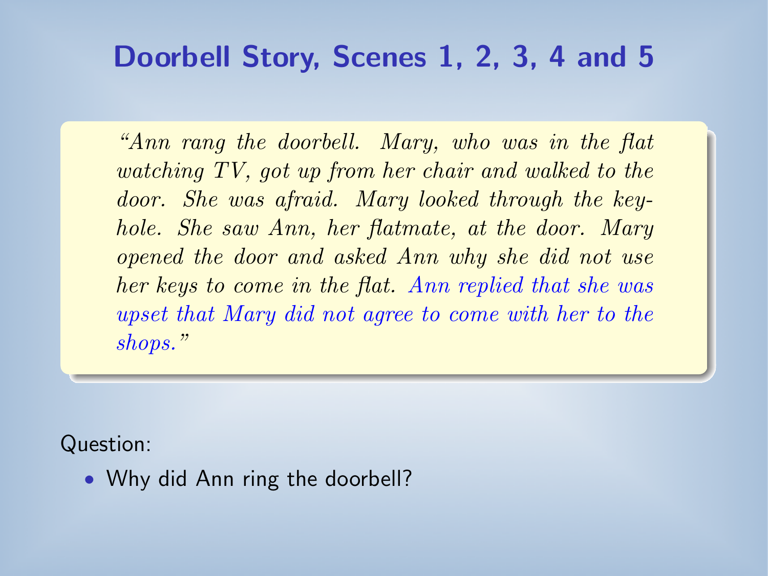# Doorbell Story, Scenes 1, 2, 3, 4 and 5

> *"Ann rang the doorbell. Mary, who was in the flat watching TV, got up from her chair and walked to the door. She was afraid. Mary looked through the keyhole. She saw Ann, her flatmate, at the door. Mary opened the door and asked Ann why she did not use her keys to come in the flat. Ann replied that she was upset that Mary did not agree to come with her to the shops."*

Question:

- Why did Ann ring the doorbell?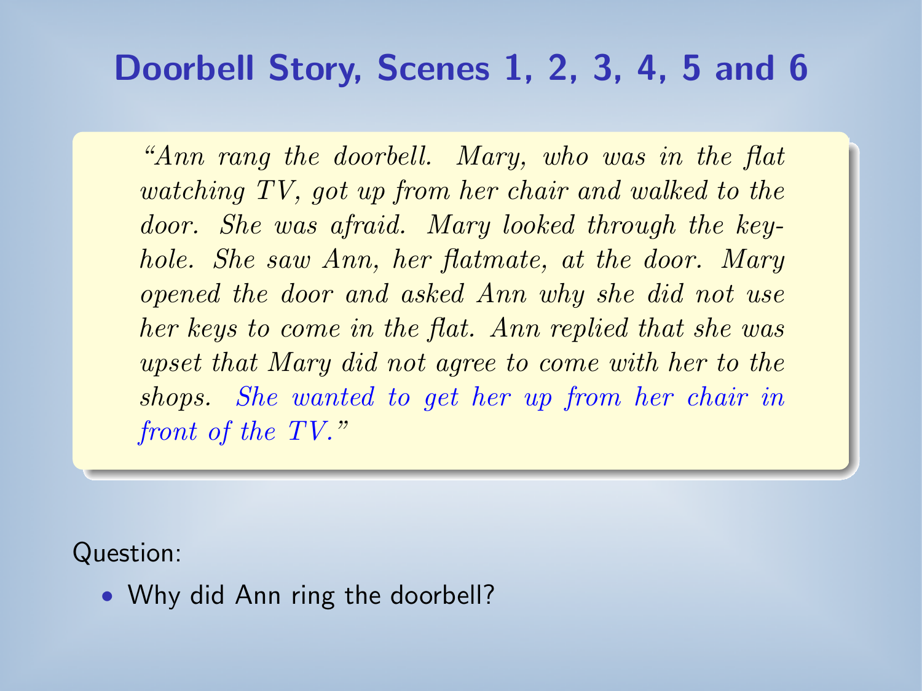# Doorbell Story, Scenes 1, 2, 3, 4, 5 and 6

> *"Ann rang the doorbell. Mary, who was in the flat watching TV, got up from her chair and walked to the door. She was afraid. Mary looked through the keyhole. She saw Ann, her flatmate, at the door. Mary opened the door and asked Ann why she did not use her keys to come in the flat. Ann replied that she was upset that Mary did not agree to come with her to the shops. She wanted to get her up from her chair in front of the TV."*

Question:

- Why did Ann ring the doorbell?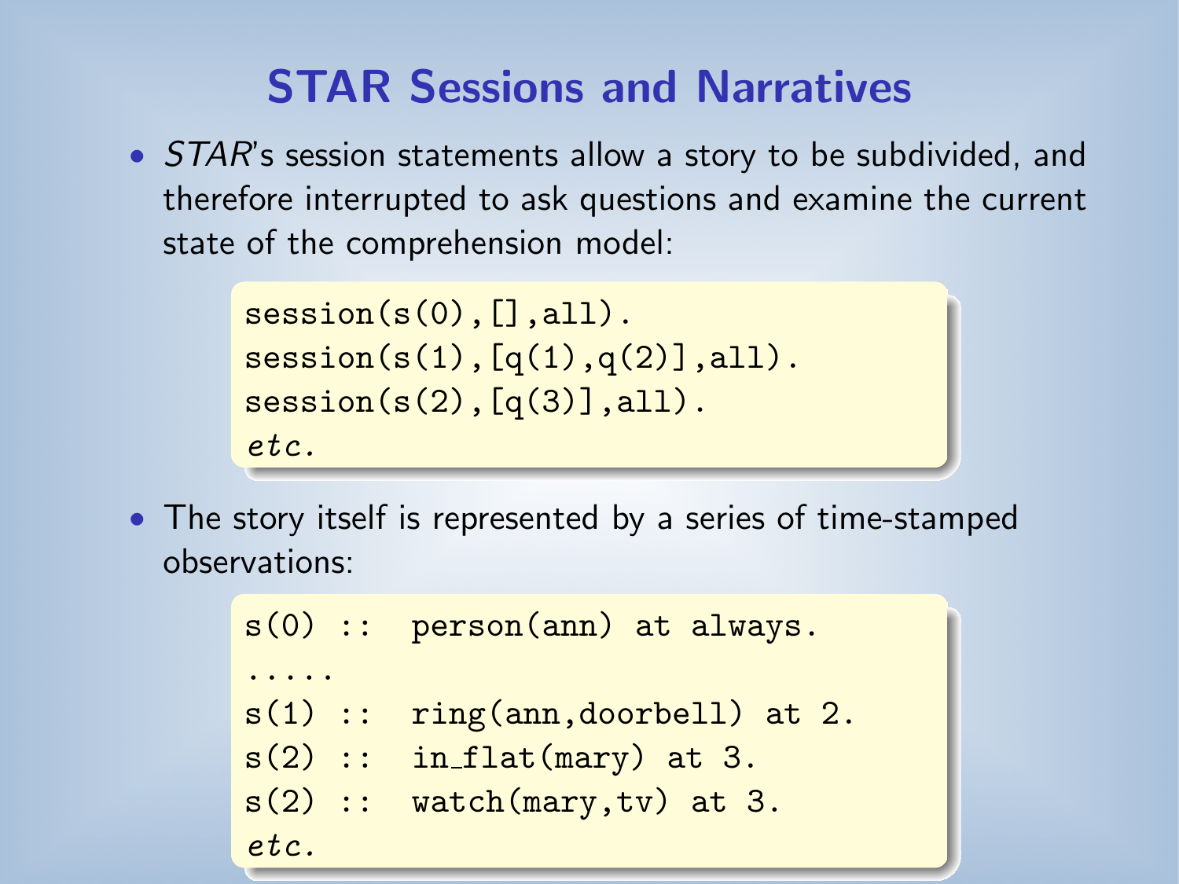# STAR Sessions and Narratives

- *STAR*'s session statements allow a story to be subdivided, and therefore interrupted to ask questions and examine the current state of the comprehension model:

```
session(s(0),[],all).
session(s(1),[q(1),q(2)],all).
session(s(2),[q(3)],all).
etc.
```

- The story itself is represented by a series of time-stamped observations:

```
s(0) ::  person(ann) at always.
.....
s(1) ::  ring(ann,doorbell) at 2.
s(2) ::  in_flat(mary) at 3.
s(2) ::  watch(mary,tv) at 3.
etc.
```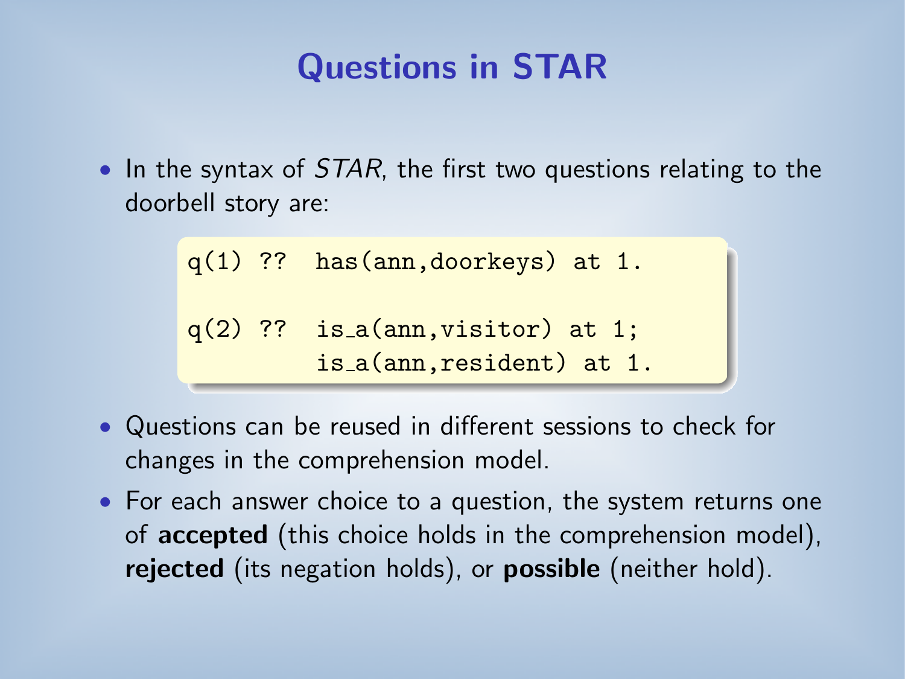# Questions in STAR

- In the syntax of *STAR*, the first two questions relating to the doorbell story are:

```
q(1) ??  has(ann,doorkeys) at 1.

q(2) ??  is_a(ann,visitor) at 1;
         is_a(ann,resident) at 1.
```

- Questions can be reused in different sessions to check for changes in the comprehension model.
- For each answer choice to a question, the system returns one of **accepted** (this choice holds in the comprehension model), **rejected** (its negation holds), or **possible** (neither hold).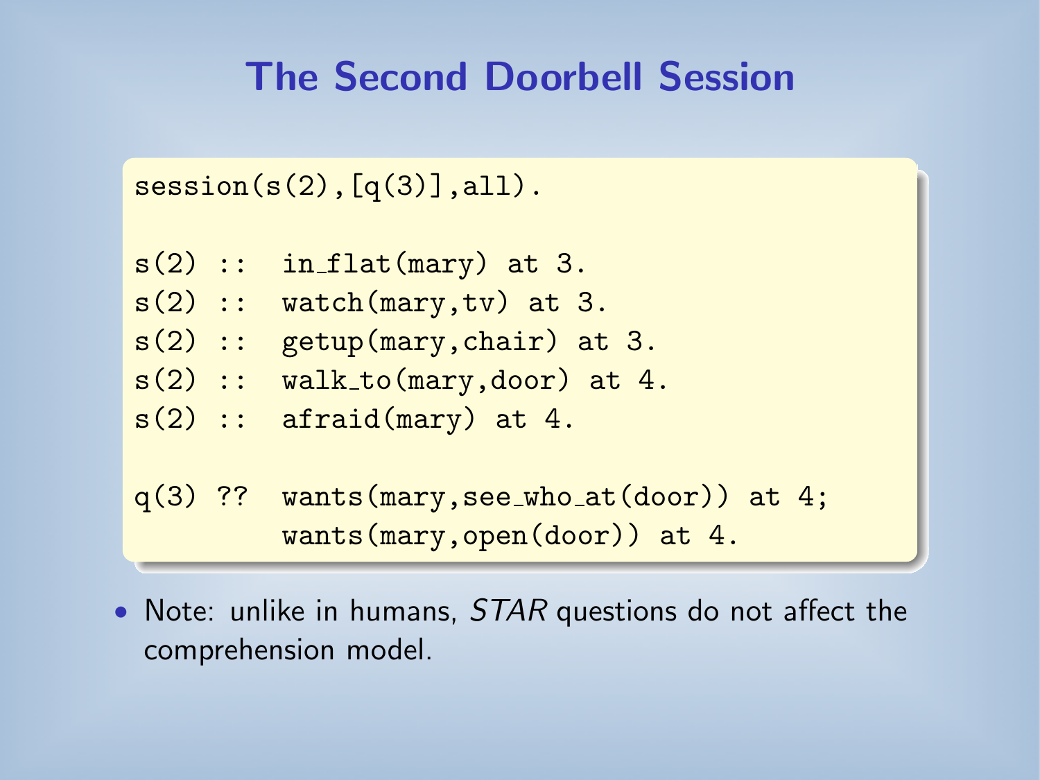# The Second Doorbell Session

```
session(s(2),[q(3)],all).

s(2) ::  in_flat(mary) at 3.
s(2) ::  watch(mary,tv) at 3.
s(2) ::  getup(mary,chair) at 3.
s(2) ::  walk_to(mary,door) at 4.
s(2) ::  afraid(mary) at 4.

q(3) ??  wants(mary,see_who_at(door)) at 4;
         wants(mary,open(door)) at 4.
```

- Note: unlike in humans, *STAR* questions do not affect the comprehension model.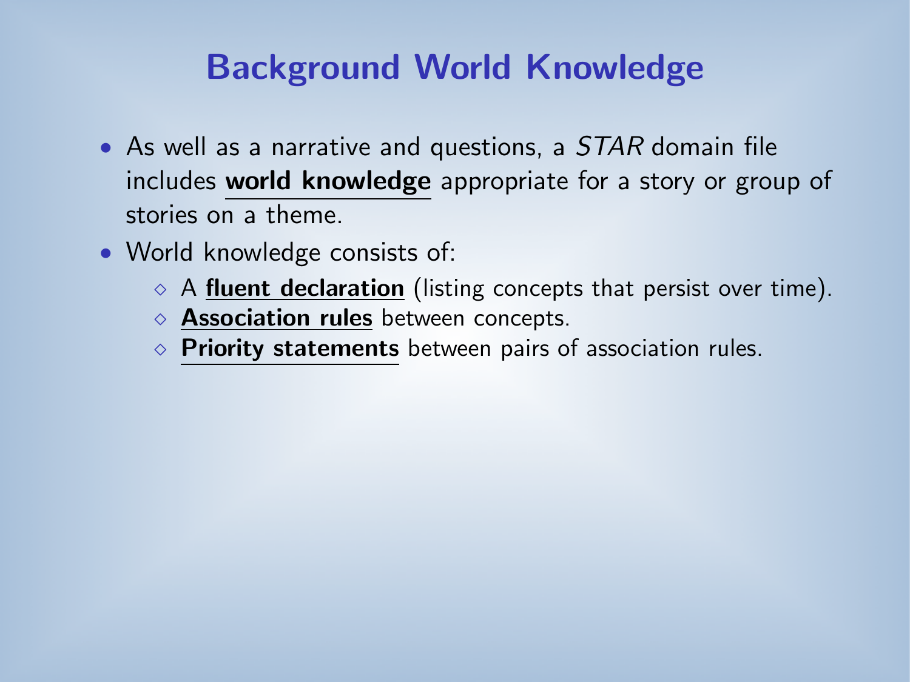# Background World Knowledge

- As well as a narrative and questions, a *STAR* domain file includes **world knowledge** appropriate for a story or group of stories on a theme.
- World knowledge consists of:
  - A **fluent declaration** (listing concepts that persist over time).
  - **Association rules** between concepts.
  - **Priority statements** between pairs of association rules.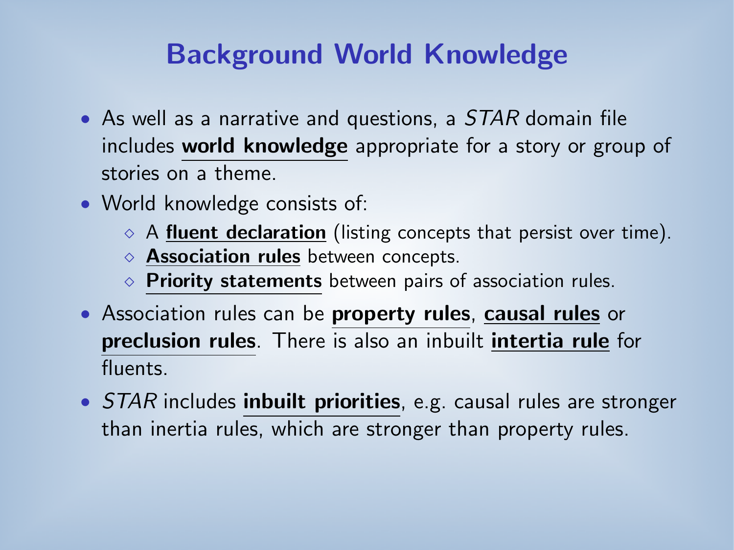# Background World Knowledge

- As well as a narrative and questions, a *STAR* domain file includes **world knowledge** appropriate for a story or group of stories on a theme.
- World knowledge consists of:
  - A **fluent declaration** (listing concepts that persist over time).
  - **Association rules** between concepts.
  - **Priority statements** between pairs of association rules.
- Association rules can be **property rules**, **causal rules** or **preclusion rules**. There is also an inbuilt **intertia rule** for fluents.
- *STAR* includes **inbuilt priorities**, e.g. causal rules are stronger than inertia rules, which are stronger than property rules.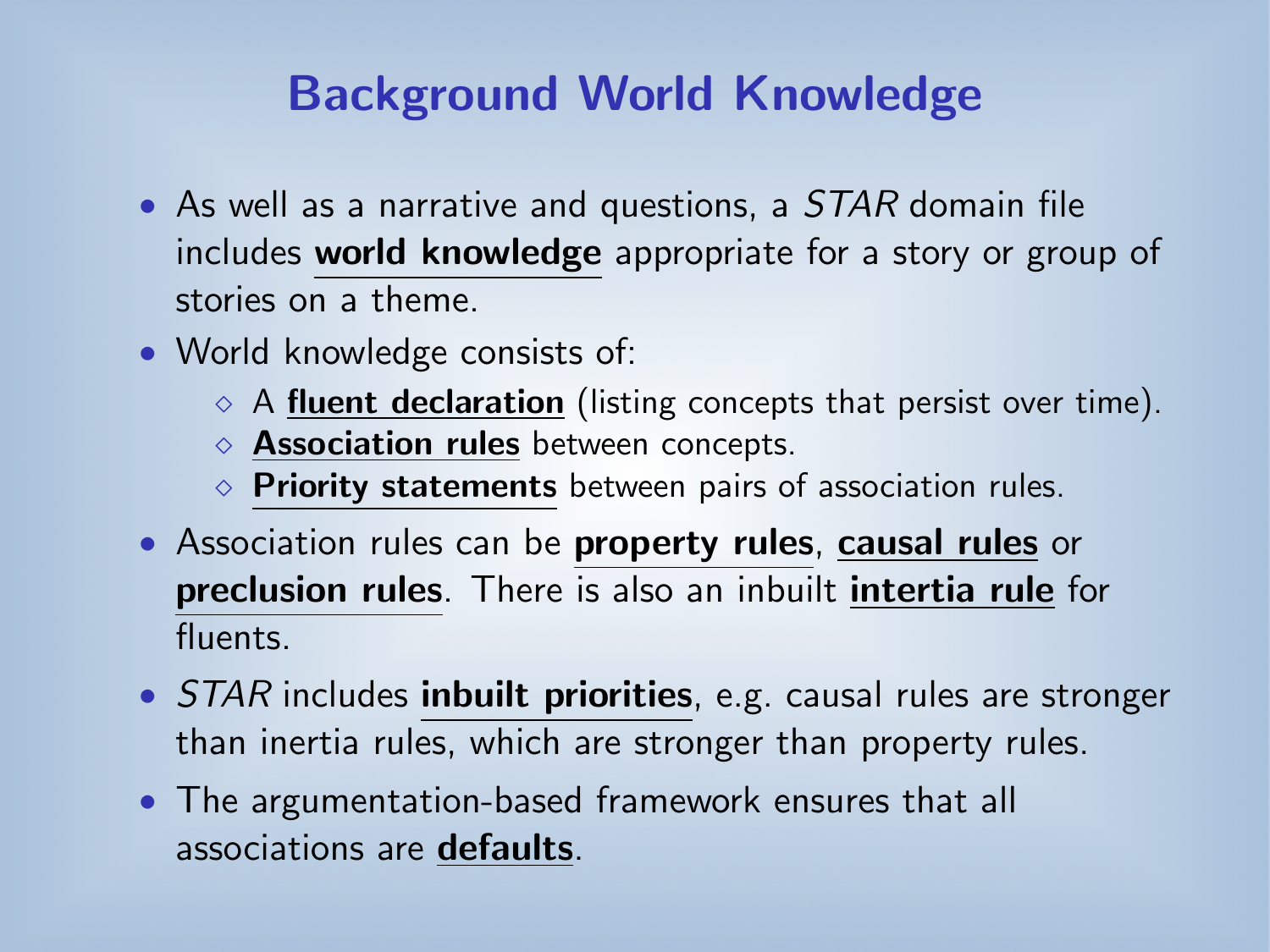# Background World Knowledge

- As well as a narrative and questions, a *STAR* domain file includes **world knowledge** appropriate for a story or group of stories on a theme.
- World knowledge consists of:
  - A **fluent declaration** (listing concepts that persist over time).
  - **Association rules** between concepts.
  - **Priority statements** between pairs of association rules.
- Association rules can be **property rules**, **causal rules** or **preclusion rules**. There is also an inbuilt **intertia rule** for fluents.
- *STAR* includes **inbuilt priorities**, e.g. causal rules are stronger than inertia rules, which are stronger than property rules.
- The argumentation-based framework ensures that all associations are **defaults**.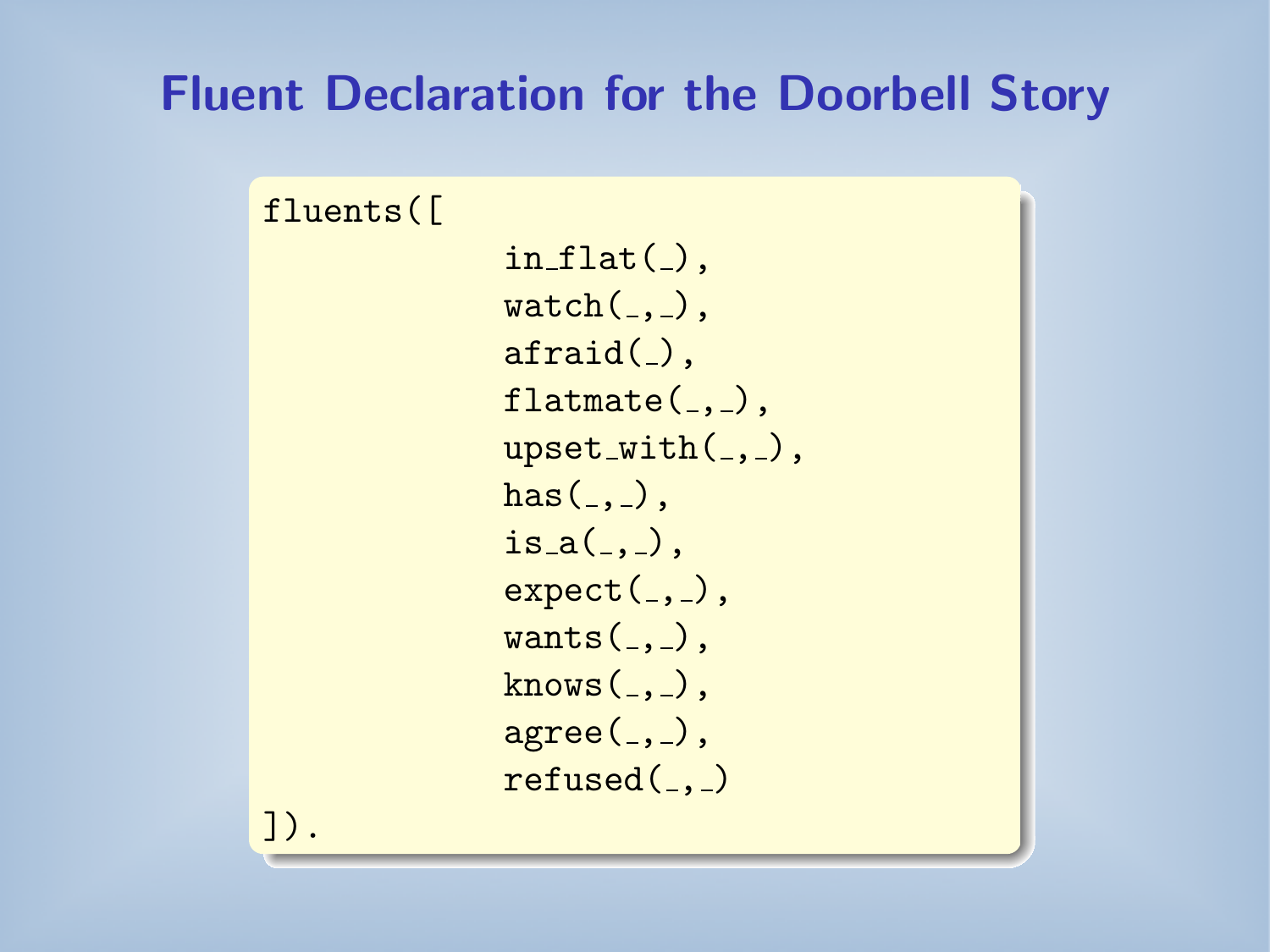# Fluent Declaration for the Doorbell Story

```
fluents([
            in_flat(_),
            watch(_,_),
            afraid(_),
            flatmate(_,_),
            upset_with(_,_),
            has(_,_),
            is_a(_,_),
            expect(_,_),
            wants(_,_),
            knows(_,_),
            agree(_,_),
            refused(_,_)
]).
```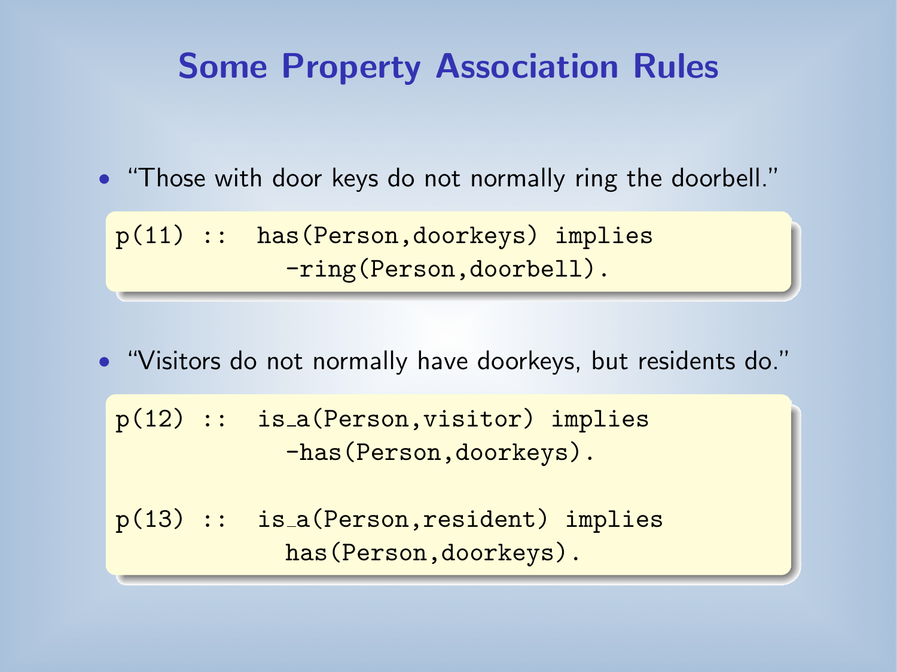# Some Property Association Rules

- "Those with door keys do not normally ring the doorbell."

```
p(11) ::  has(Person,doorkeys) implies
            -ring(Person,doorbell).
```

- "Visitors do not normally have doorkeys, but residents do."

```
p(12) ::  is_a(Person,visitor) implies
            -has(Person,doorkeys).

p(13) ::  is_a(Person,resident) implies
            has(Person,doorkeys).
```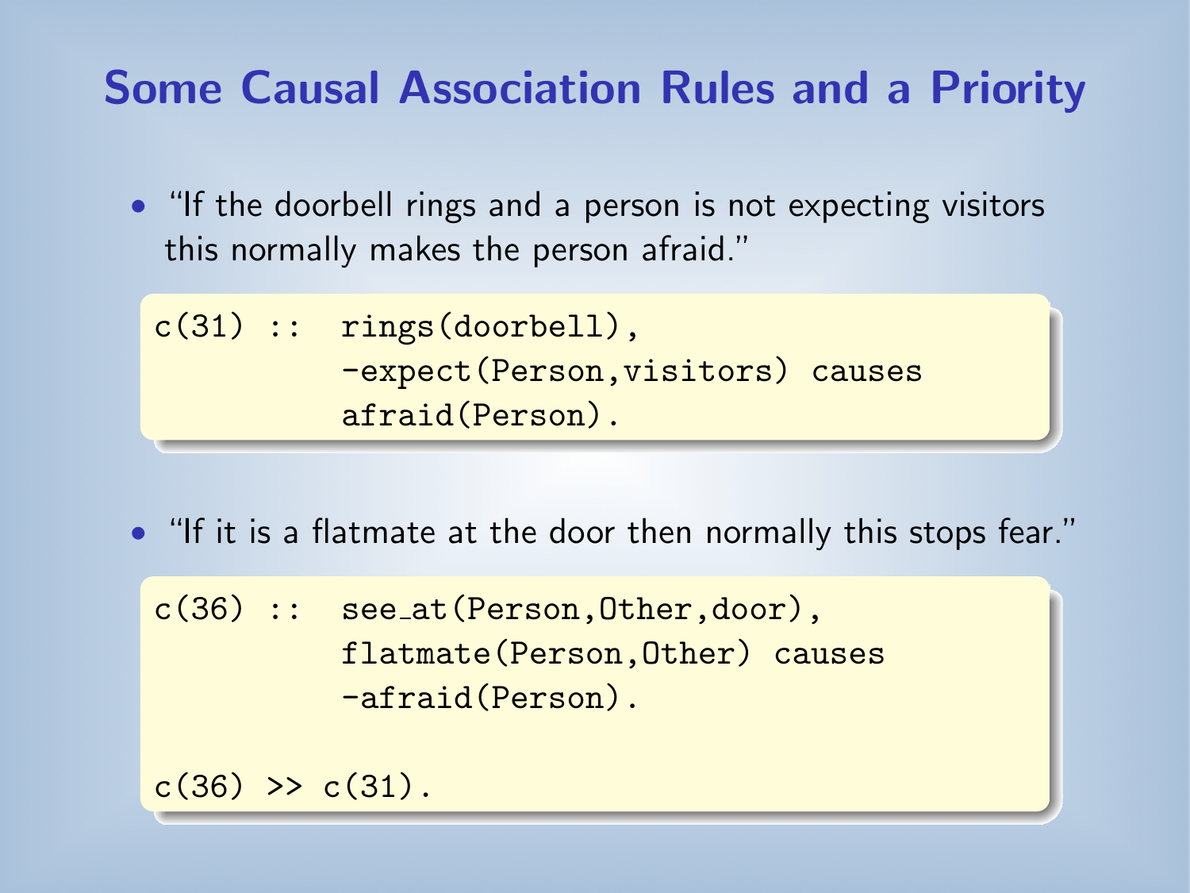# Some Causal Association Rules and a Priority

- "If the doorbell rings and a person is not expecting visitors this normally makes the person afraid."

```
c(31) ::  rings(doorbell),
          -expect(Person,visitors) causes
          afraid(Person).
```

- "If it is a flatmate at the door then normally this stops fear."

```
c(36) ::  see_at(Person,Other,door),
          flatmate(Person,Other) causes
          -afraid(Person).

c(36) >> c(31).
```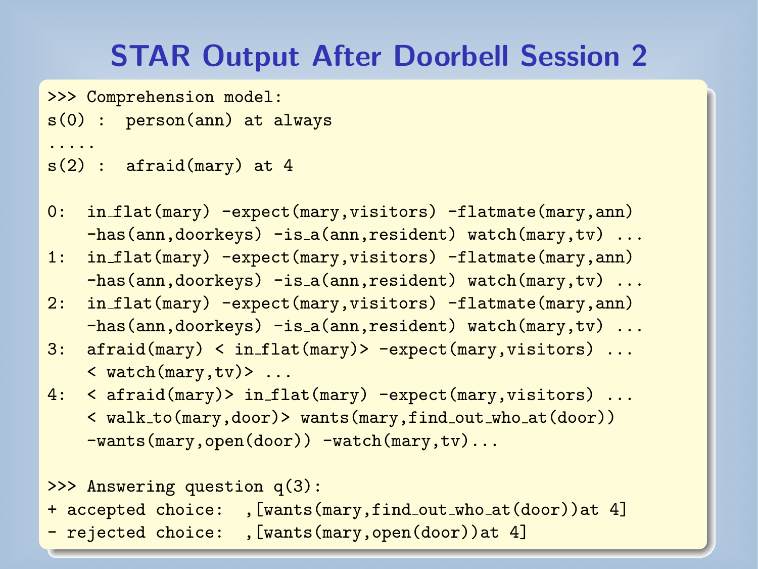# STAR Output After Doorbell Session 2

```
>>> Comprehension model:
s(0) :  person(ann) at always
.....
s(2) :  afraid(mary) at 4

0:  in_flat(mary) -expect(mary,visitors) -flatmate(mary,ann)
    -has(ann,doorkeys) -is_a(ann,resident) watch(mary,tv) ...
1:  in_flat(mary) -expect(mary,visitors) -flatmate(mary,ann)
    -has(ann,doorkeys) -is_a(ann,resident) watch(mary,tv) ...
2:  in_flat(mary) -expect(mary,visitors) -flatmate(mary,ann)
    -has(ann,doorkeys) -is_a(ann,resident) watch(mary,tv) ...
3:  afraid(mary) < in_flat(mary)> -expect(mary,visitors) ...
    < watch(mary,tv)> ...
4:  < afraid(mary)> in_flat(mary) -expect(mary,visitors) ...
    < walk_to(mary,door)> wants(mary,find_out_who_at(door))
    -wants(mary,open(door)) -watch(mary,tv)...

>>> Answering question q(3):
+ accepted choice:  ,[wants(mary,find_out_who_at(door))at 4]
- rejected choice:  ,[wants(mary,open(door))at 4]
```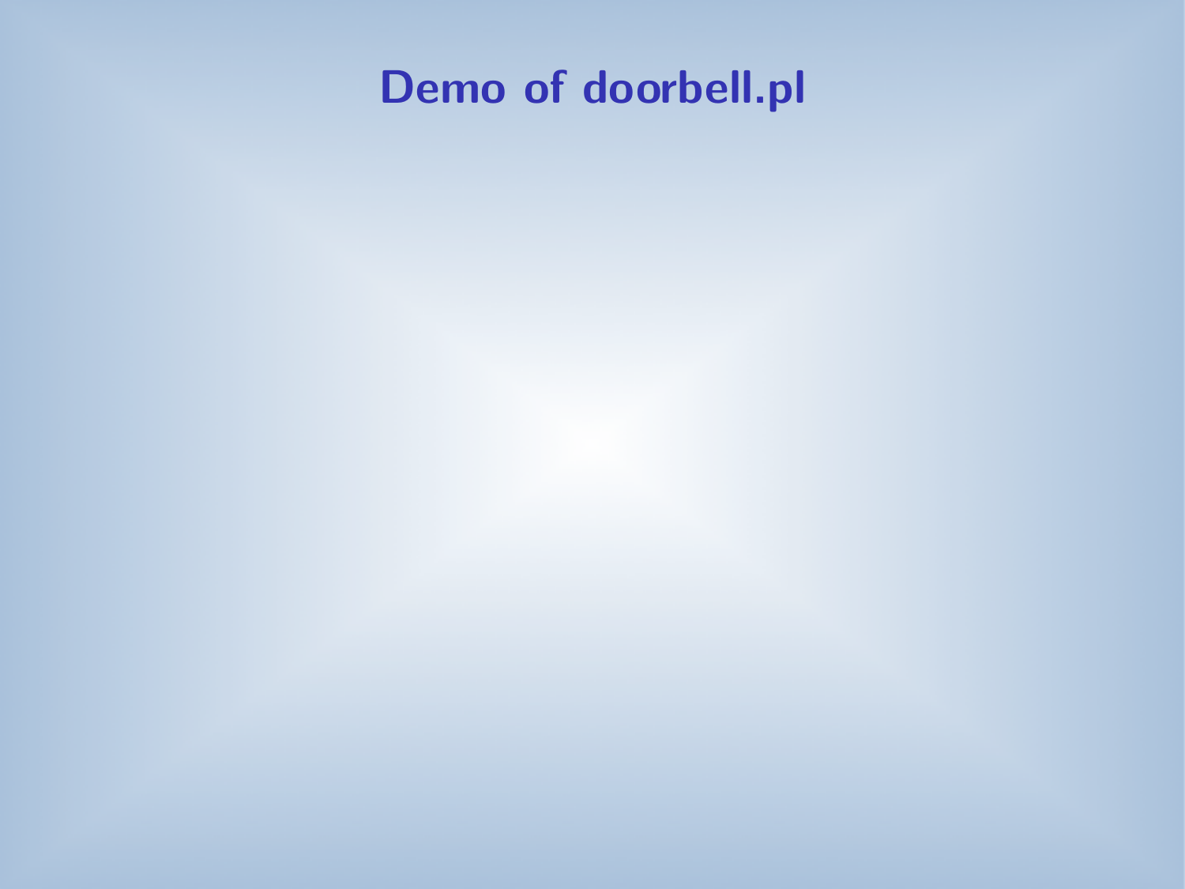# Demo of doorbell.pl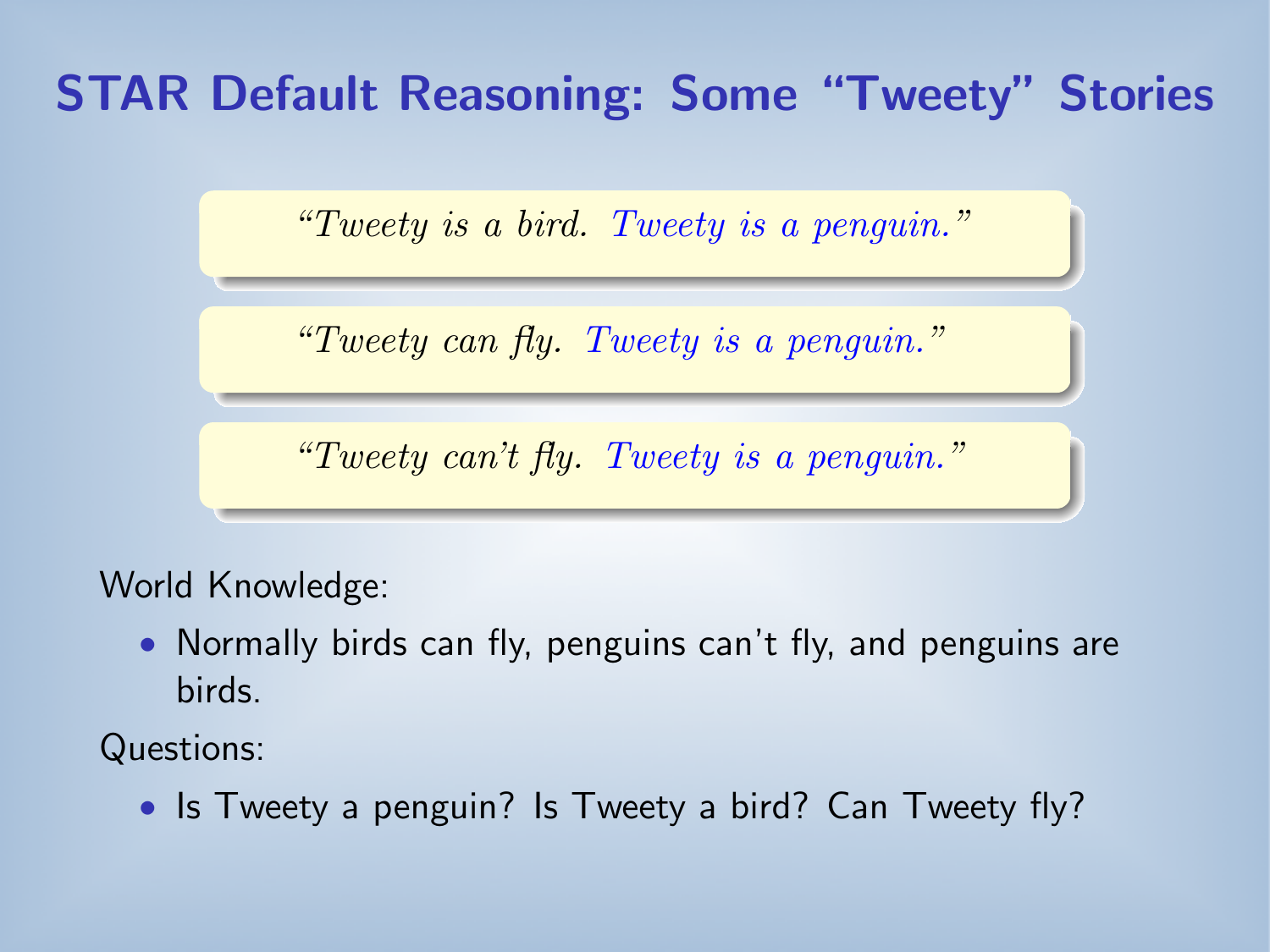# STAR Default Reasoning: Some "Tweety" Stories

> *"Tweety is a bird. Tweety is a penguin."*

> *"Tweety can fly. Tweety is a penguin."*

> *"Tweety can't fly. Tweety is a penguin."*

World Knowledge:

- Normally birds can fly, penguins can't fly, and penguins are birds.

Questions:

- Is Tweety a penguin? Is Tweety a bird? Can Tweety fly?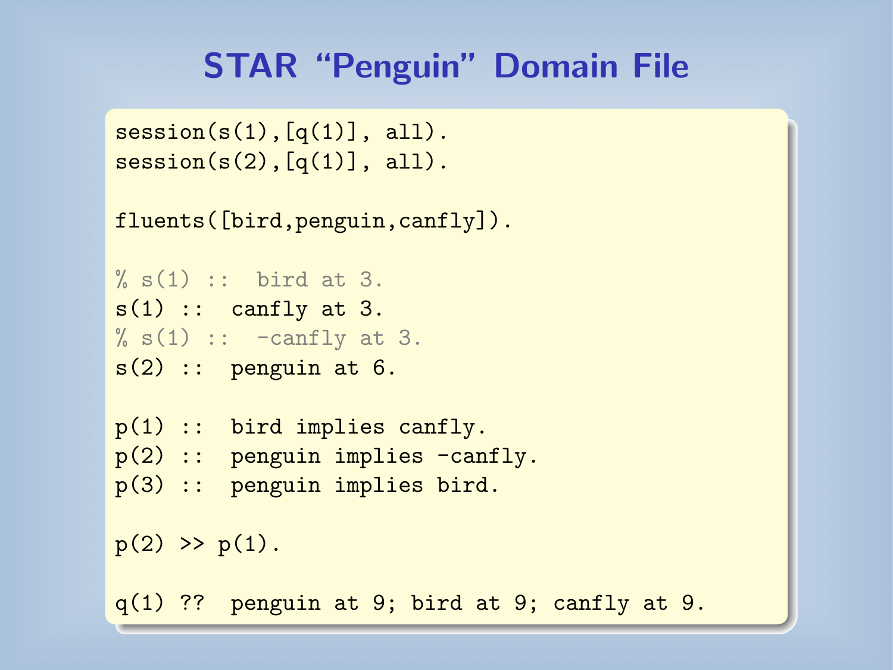# STAR "Penguin" Domain File

```
session(s(1),[q(1)], all).
session(s(2),[q(1)], all).

fluents([bird,penguin,canfly]).

% s(1) ::  bird at 3.
s(1) ::  canfly at 3.
% s(1) ::  -canfly at 3.
s(2) ::  penguin at 6.

p(1) ::  bird implies canfly.
p(2) ::  penguin implies -canfly.
p(3) ::  penguin implies bird.

p(2) >> p(1).

q(1) ??  penguin at 9; bird at 9; canfly at 9.
```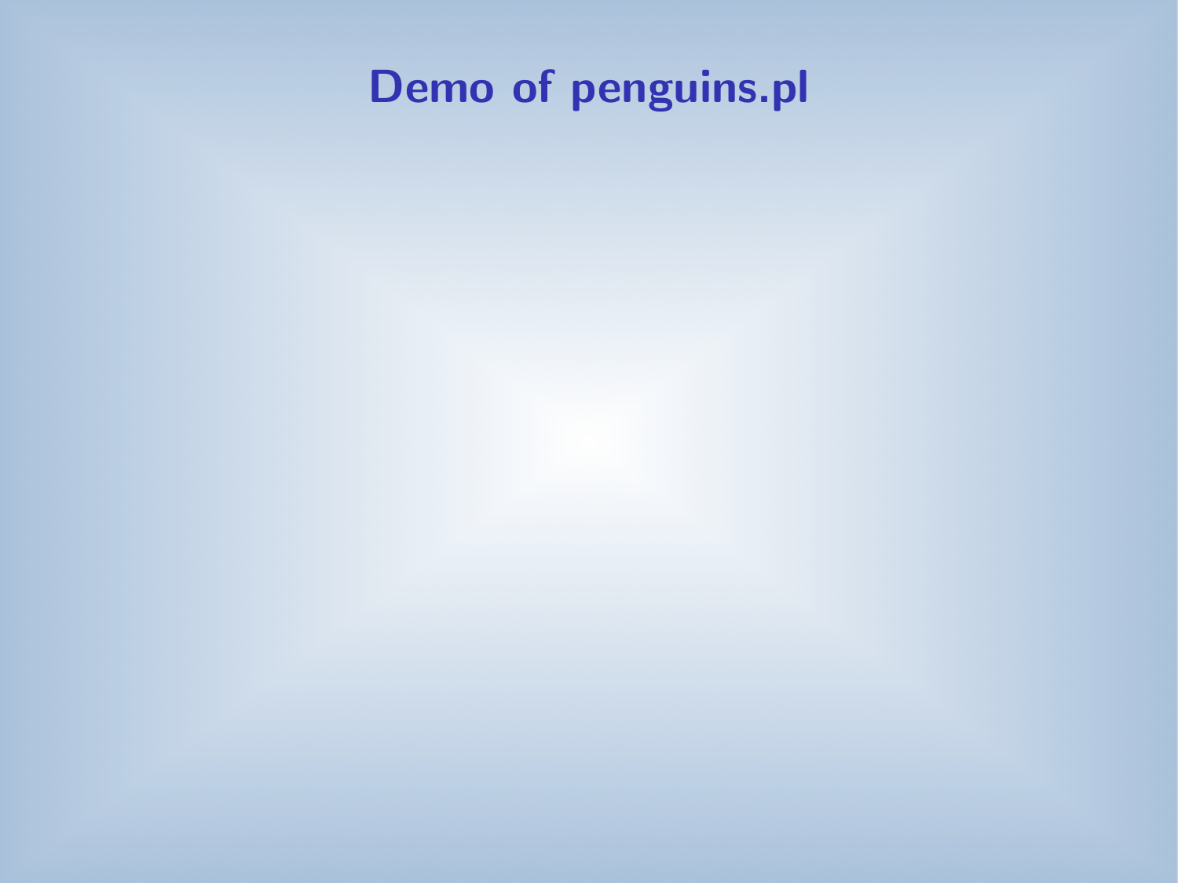# Demo of penguins.pl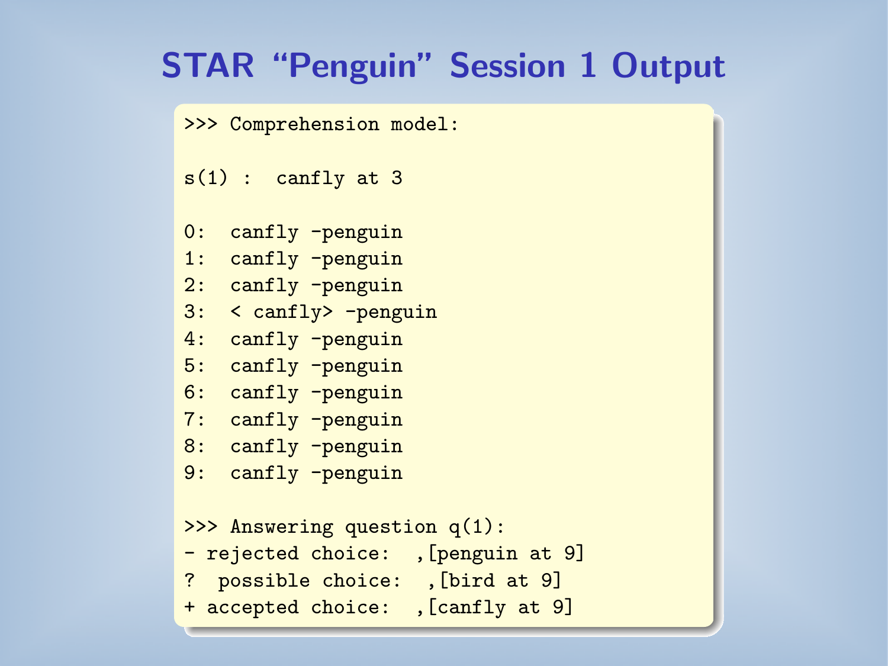# STAR “Penguin” Session 1 Output

```
>>> Comprehension model:

s(1) :  canfly at 3

0:  canfly -penguin
1:  canfly -penguin
2:  canfly -penguin
3:  < canfly> -penguin
4:  canfly -penguin
5:  canfly -penguin
6:  canfly -penguin
7:  canfly -penguin
8:  canfly -penguin
9:  canfly -penguin

>>> Answering question q(1):
- rejected choice:  ,[penguin at 9]
?  possible choice:  ,[bird at 9]
+ accepted choice:  ,[canfly at 9]
```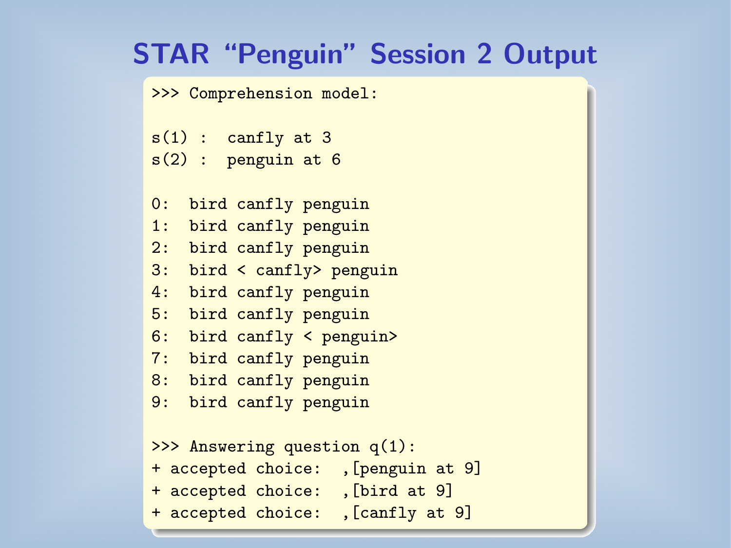# STAR "Penguin" Session 2 Output

```
>>> Comprehension model:

s(1) :  canfly at 3
s(2) :  penguin at 6

0:  bird canfly penguin
1:  bird canfly penguin
2:  bird canfly penguin
3:  bird < canfly> penguin
4:  bird canfly penguin
5:  bird canfly penguin
6:  bird canfly < penguin>
7:  bird canfly penguin
8:  bird canfly penguin
9:  bird canfly penguin

>>> Answering question q(1):
+ accepted choice:  ,[penguin at 9]
+ accepted choice:  ,[bird at 9]
+ accepted choice:  ,[canfly at 9]
```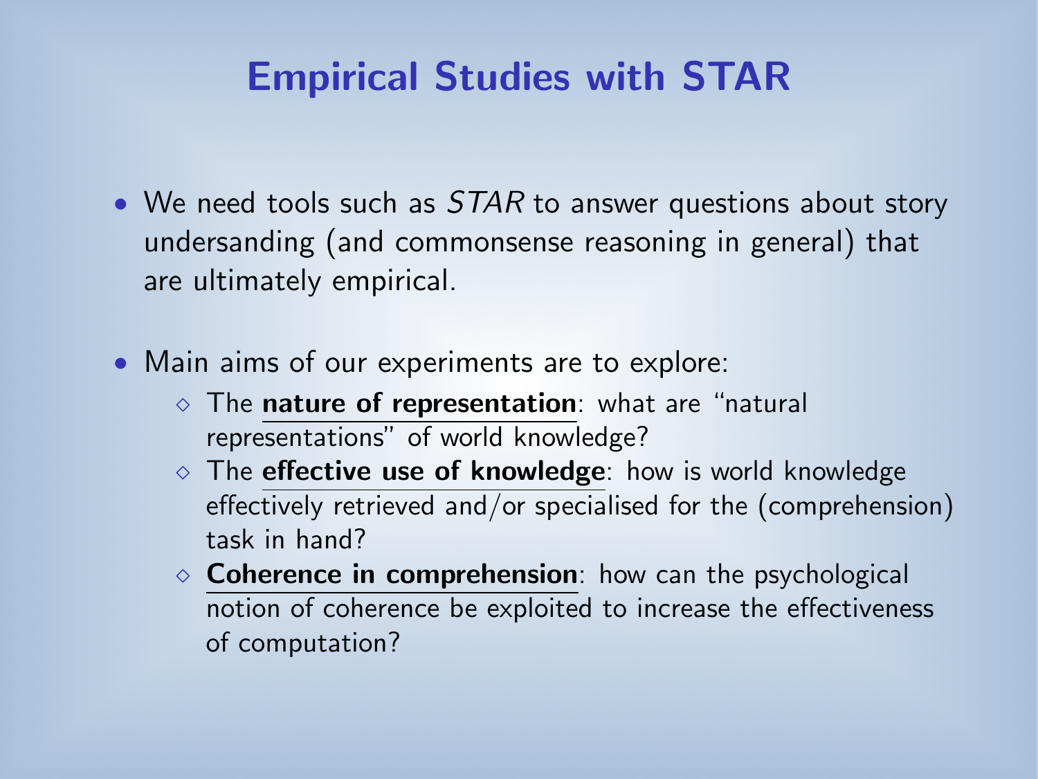# Empirical Studies with STAR

- We need tools such as *STAR* to answer questions about story undersanding (and commonsense reasoning in general) that are ultimately empirical.
- Main aims of our experiments are to explore:
  - The **nature of representation**: what are "natural representations" of world knowledge?
  - The **effective use of knowledge**: how is world knowledge effectively retrieved and/or specialised for the (comprehension) task in hand?
  - **Coherence in comprehension**: how can the psychological notion of coherence be exploited to increase the effectiveness of computation?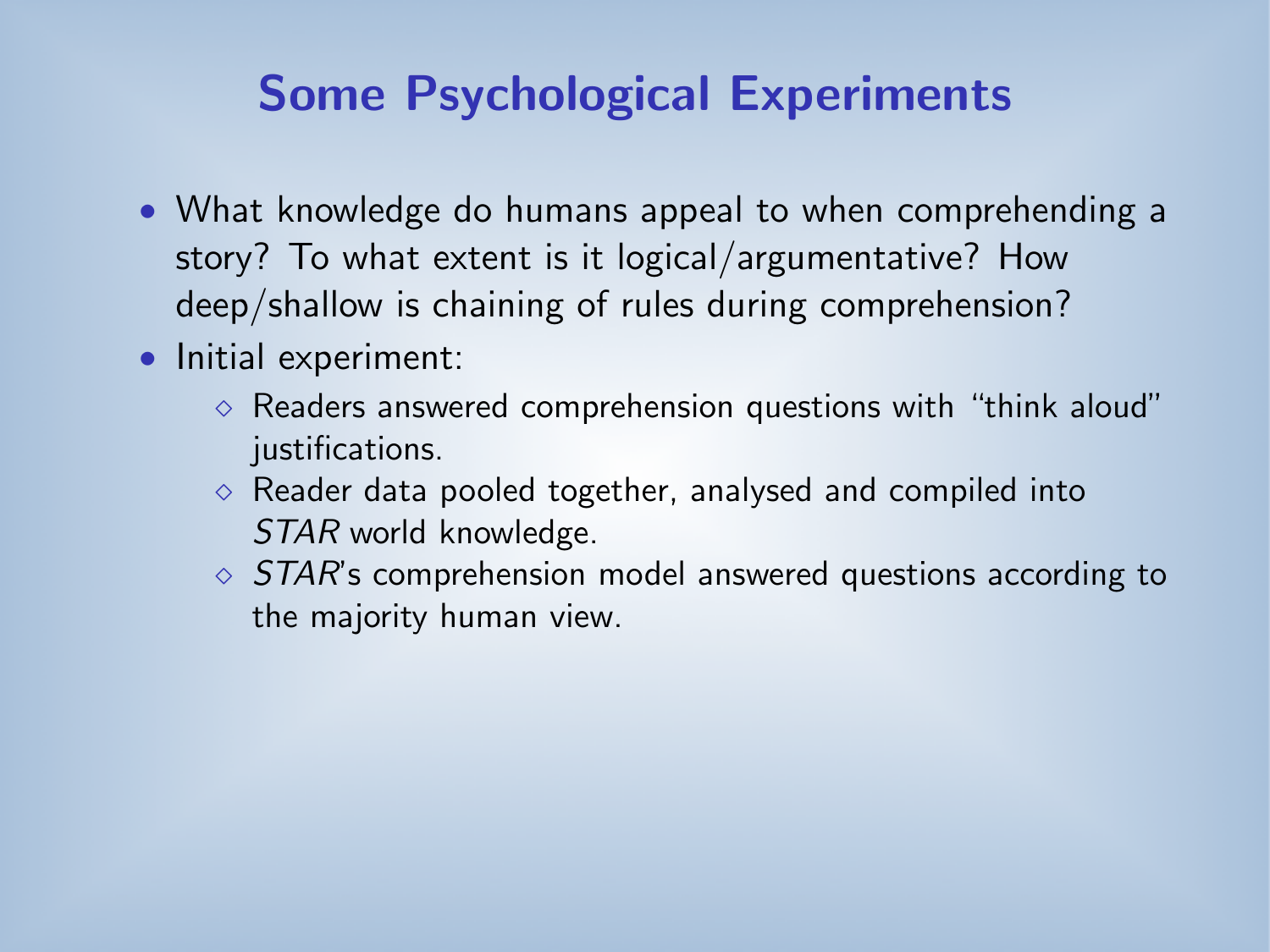# Some Psychological Experiments

- What knowledge do humans appeal to when comprehending a story? To what extent is it logical/argumentative? How deep/shallow is chaining of rules during comprehension?
- Initial experiment:
  - Readers answered comprehension questions with "think aloud" justifications.
  - Reader data pooled together, analysed and compiled into *STAR* world knowledge.
  - *STAR*'s comprehension model answered questions according to the majority human view.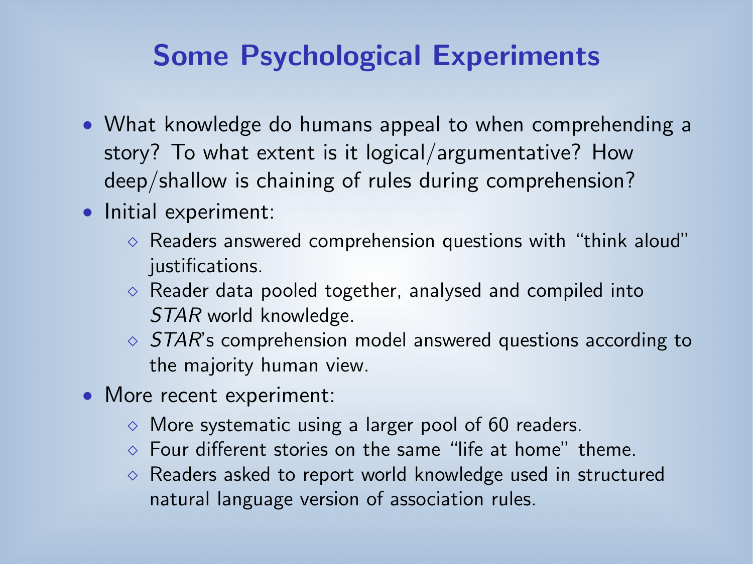# Some Psychological Experiments

- What knowledge do humans appeal to when comprehending a story? To what extent is it logical/argumentative? How deep/shallow is chaining of rules during comprehension?
- Initial experiment:
  - Readers answered comprehension questions with "think aloud" justifications.
  - Reader data pooled together, analysed and compiled into *STAR* world knowledge.
  - *STAR*'s comprehension model answered questions according to the majority human view.
- More recent experiment:
  - More systematic using a larger pool of 60 readers.
  - Four different stories on the same "life at home" theme.
  - Readers asked to report world knowledge used in structured natural language version of association rules.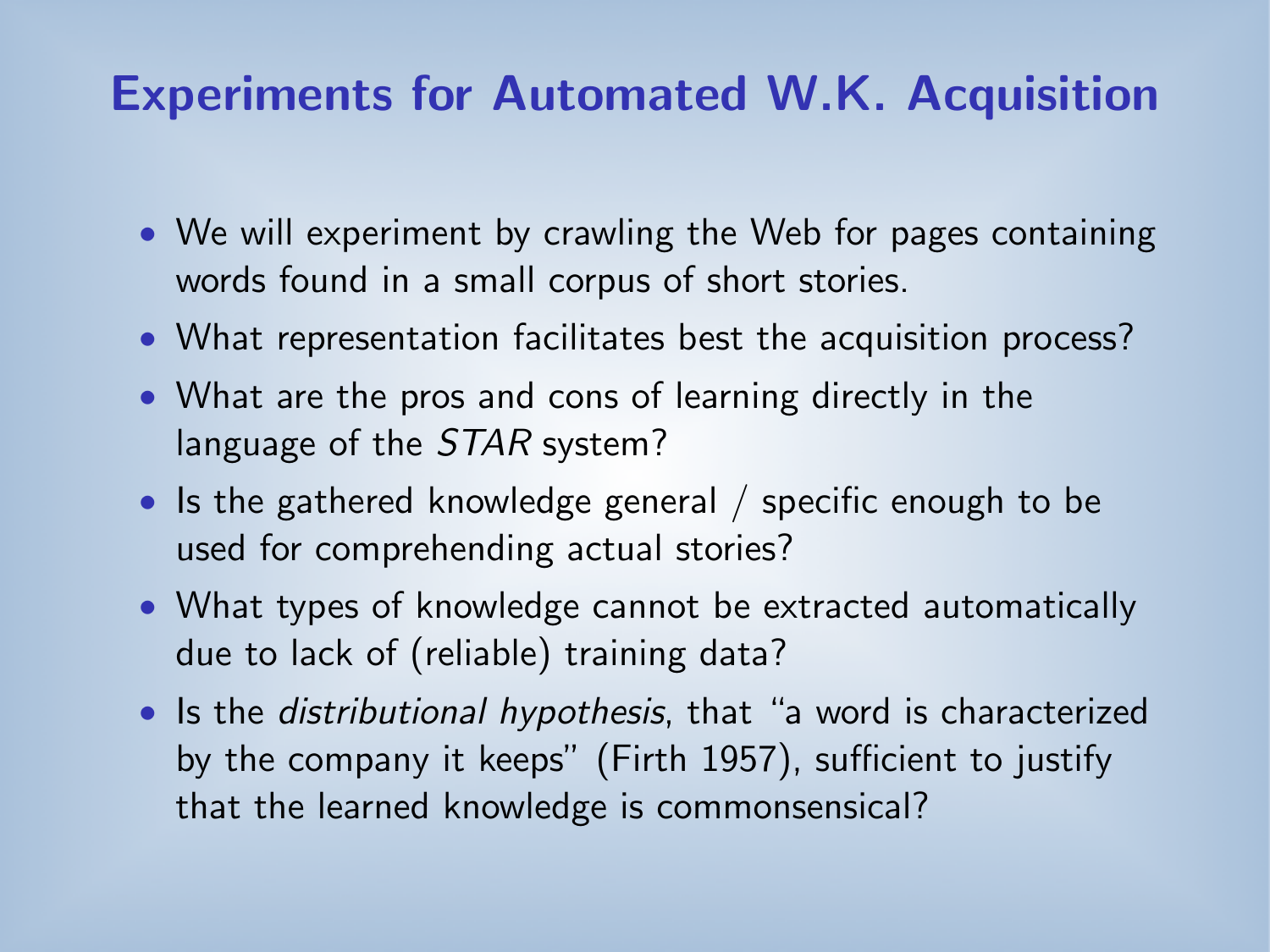# Experiments for Automated W.K. Acquisition

- We will experiment by crawling the Web for pages containing words found in a small corpus of short stories.
- What representation facilitates best the acquisition process?
- What are the pros and cons of learning directly in the language of the *STAR* system?
- Is the gathered knowledge general / specific enough to be used for comprehending actual stories?
- What types of knowledge cannot be extracted automatically due to lack of (reliable) training data?
- Is the *distributional hypothesis*, that "a word is characterized by the company it keeps" (Firth 1957), sufficient to justify that the learned knowledge is commonsensical?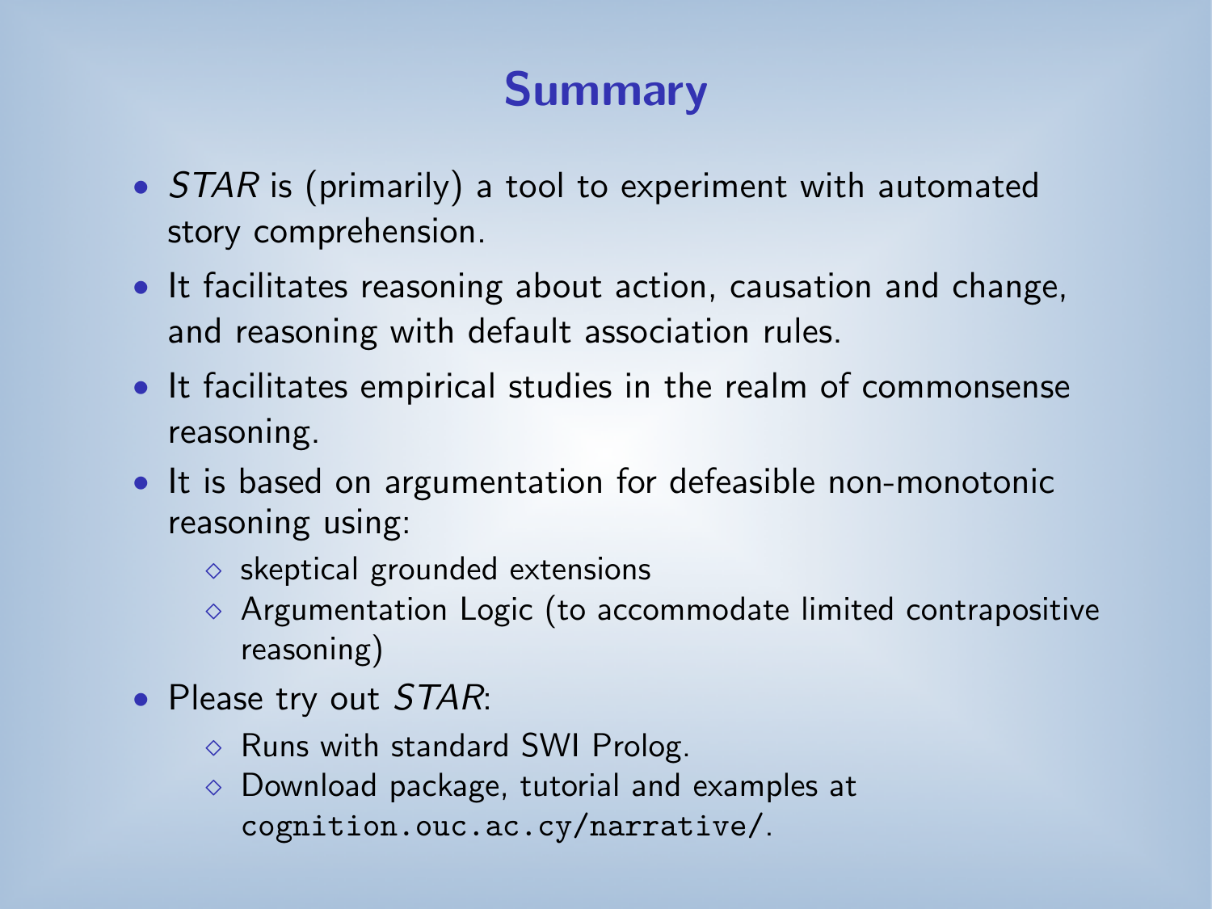# Summary

- *STAR* is (primarily) a tool to experiment with automated story comprehension.
- It facilitates reasoning about action, causation and change, and reasoning with default association rules.
- It facilitates empirical studies in the realm of commonsense reasoning.
- It is based on argumentation for defeasible non-monotonic reasoning using:
  - skeptical grounded extensions
  - Argumentation Logic (to accommodate limited contrapositive reasoning)
- Please try out *STAR*:
  - Runs with standard SWI Prolog.
  - Download package, tutorial and examples at `cognition.ouc.ac.cy/narrative/`.